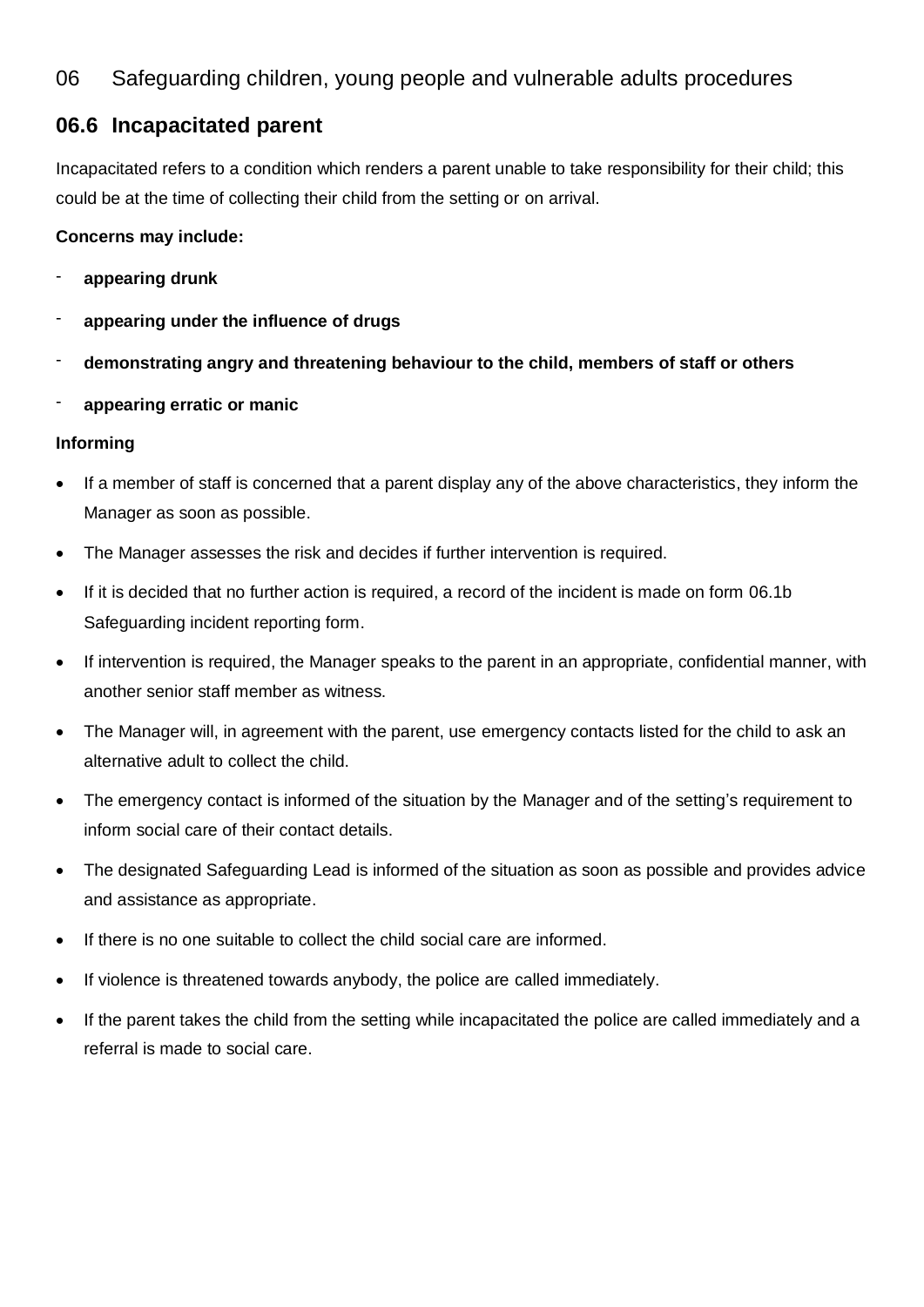06 Safeguarding children, young people and vulnerable adults procedures

## 06.6 Incapacitated parent

Incapacitated refers to a condition which renders a parent unable to take responsibility for their child; this could be at the time of collecting their child from the setting or on arrival.

**Concerns may include:**

- **appearing drunk**
- **appearing under the influence of drugs**
- **demonstrating angry and threatening behaviour to the child, members of staff or others**
- **appearing erratic or manic**

**Informing**

- If a member of staff is concerned that a parent display any of the above characteristics, they inform the Manager as soon as possible.
- The Manager assesses the risk and decides if further intervention is required.
- If it is decided that no further action is required, a record of the incident is made on form 06.1b Safeguarding incident reporting form.
- If intervention is required, the Manager speaks to the parent in an appropriate, confidential manner, with another senior staff member as witness.
- The Manager will, in agreement with the parent, use emergency contacts listed for the child to ask an alternative adult to collect the child.
- The emergency contact is informed of the situation by the Manager and of the setting's requirement to inform social care of their contact details.
- The designated Safeguarding Lead is informed of the situation as soon as possible and provides advice and assistance as appropriate.
- If there is no one suitable to collect the child social care are informed.
- If violence is threatened towards anybody, the police are called immediately.
- If the parent takes the child from the setting while incapacitated the police are called immediately and a referral is made to social care.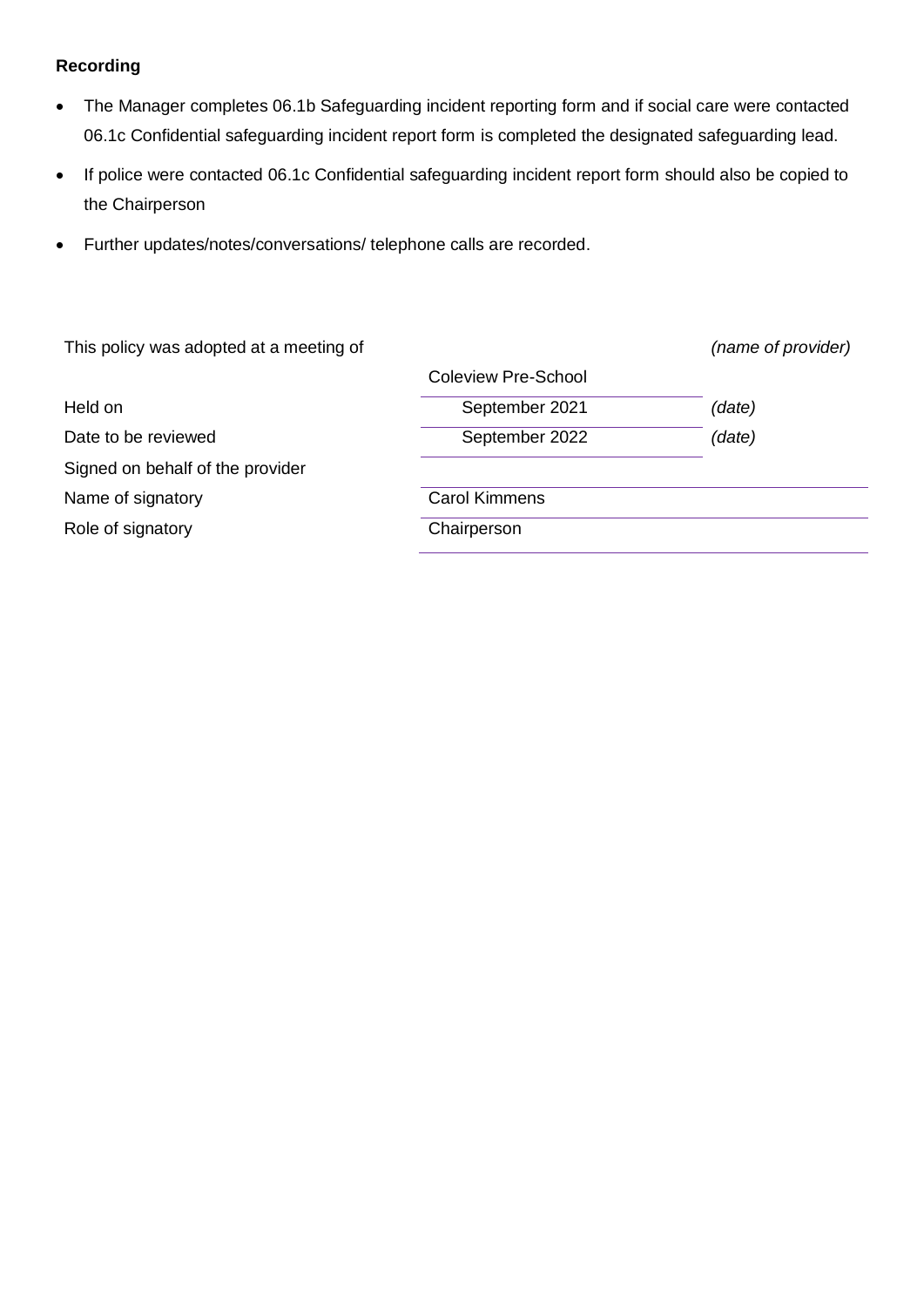**Recording**

- The Manager completes 06.1b Safeguarding incident reporting form and if social care were contacted 06.1c Confidential safeguarding incident report form is completed the designated safeguarding lead.
- If police were contacted 06.1c Confidential safeguarding incident report form should also be copied to the Chairperson
- Further updates/notes/conversations/ telephone calls are recorded.

| | | |
|---|---|---|
| This policy was adopted at a meeting of | Coleview Pre-School | *(name of provider)* |
| Held on | September 2021 | *(date)* |
| Date to be reviewed | September 2022 | *(date)* |
| Signed on behalf of the provider | | |
| Name of signatory | Carol Kimmens | |
| Role of signatory | Chairperson | |